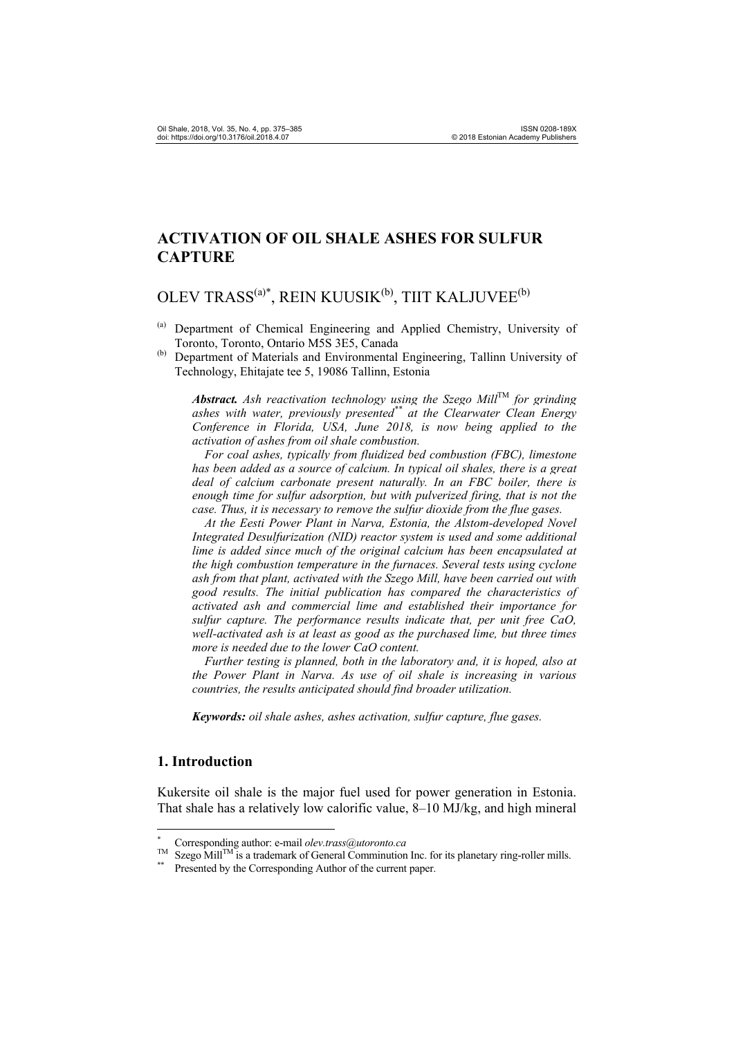# ACTIVATION OF OIL SHALE ASHES FOR SULFUR CAPTURE

## OLEV TRASS[(a)*], REIN KUUSIK[(b)], TIIT KALJUVEE[(b)]

[(a)] Department of Chemical Engineering and Applied Chemistry, University of Toronto, Toronto, Ontario M5S 3E5, Canada

[(b)] Department of Materials and Environmental Engineering, Tallinn University of Technology, Ehitajate tee 5, 19086 Tallinn, Estonia

***Abstract.*** *Ash reactivation technology using the Szego Mill™ for grinding ashes with water, previously presented[**] at the Clearwater Clean Energy Conference in Florida, USA, June 2018, is now being applied to the activation of ashes from oil shale combustion.*

*For coal ashes, typically from fluidized bed combustion (FBC), limestone has been added as a source of calcium. In typical oil shales, there is a great deal of calcium carbonate present naturally. In an FBC boiler, there is enough time for sulfur adsorption, but with pulverized firing, that is not the case. Thus, it is necessary to remove the sulfur dioxide from the flue gases.*

*At the Eesti Power Plant in Narva, Estonia, the Alstom-developed Novel Integrated Desulfurization (NID) reactor system is used and some additional lime is added since much of the original calcium has been encapsulated at the high combustion temperature in the furnaces. Several tests using cyclone ash from that plant, activated with the Szego Mill, have been carried out with good results. The initial publication has compared the characteristics of activated ash and commercial lime and established their importance for sulfur capture. The performance results indicate that, per unit free CaO, well-activated ash is at least as good as the purchased lime, but three times more is needed due to the lower CaO content.*

*Further testing is planned, both in the laboratory and, it is hoped, also at the Power Plant in Narva. As use of oil shale is increasing in various countries, the results anticipated should find broader utilization.*

***Keywords:*** *oil shale ashes, ashes activation, sulfur capture, flue gases.*

## 1. Introduction

Kukersite oil shale is the major fuel used for power generation in Estonia. That shale has a relatively low calorific value, 8–10 MJ/kg, and high mineral

---

[*] Corresponding author: e-mail *olev.trass@utoronto.ca*

[TM] Szego Mill™ is a trademark of General Comminution Inc. for its planetary ring-roller mills.

[**] Presented by the Corresponding Author of the current paper.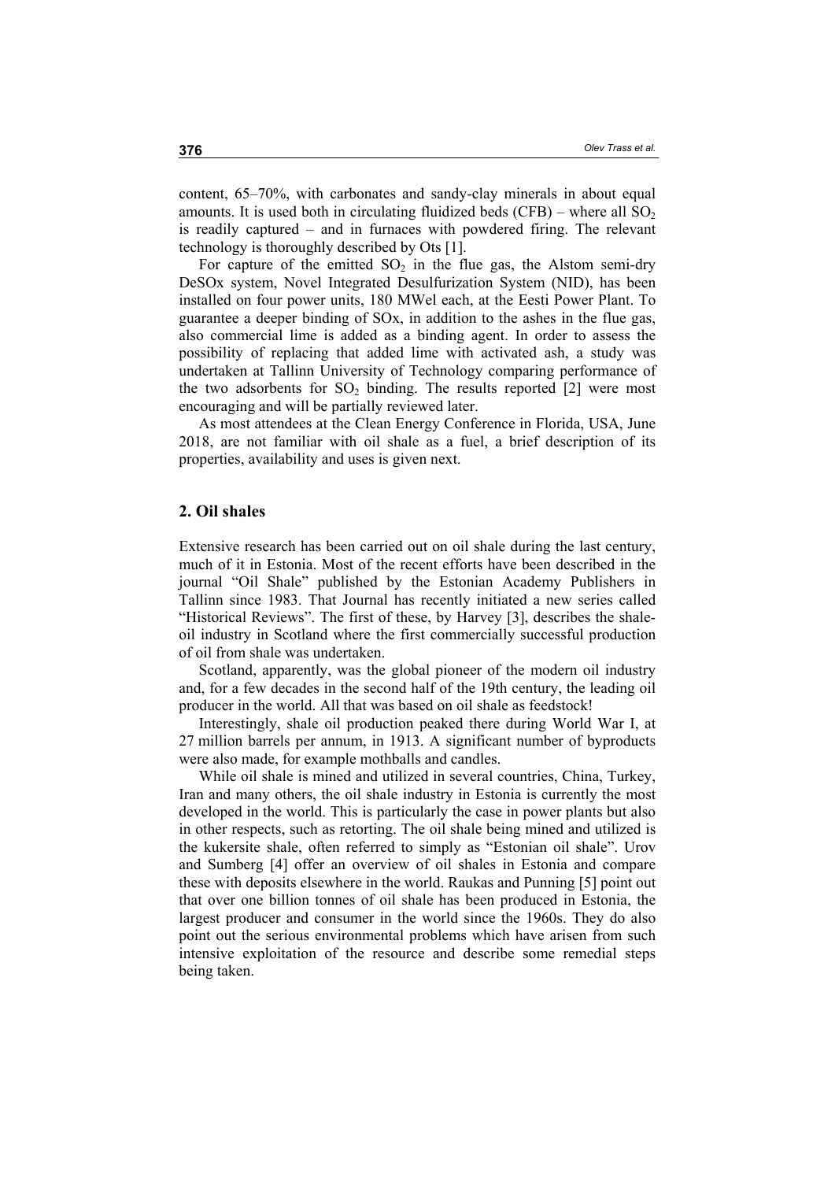content, 65–70%, with carbonates and sandy-clay minerals in about equal amounts. It is used both in circulating fluidized beds (CFB) – where all $SO_2$ is readily captured – and in furnaces with powdered firing. The relevant technology is thoroughly described by Ots [1].

For capture of the emitted $SO_2$ in the flue gas, the Alstom semi-dry DeSOx system, Novel Integrated Desulfurization System (NID), has been installed on four power units, 180 MWel each, at the Eesti Power Plant. To guarantee a deeper binding of SOx, in addition to the ashes in the flue gas, also commercial lime is added as a binding agent. In order to assess the possibility of replacing that added lime with activated ash, a study was undertaken at Tallinn University of Technology comparing performance of the two adsorbents for $SO_2$ binding. The results reported [2] were most encouraging and will be partially reviewed later.

As most attendees at the Clean Energy Conference in Florida, USA, June 2018, are not familiar with oil shale as a fuel, a brief description of its properties, availability and uses is given next.

## 2. Oil shales

Extensive research has been carried out on oil shale during the last century, much of it in Estonia. Most of the recent efforts have been described in the journal "Oil Shale" published by the Estonian Academy Publishers in Tallinn since 1983. That Journal has recently initiated a new series called "Historical Reviews". The first of these, by Harvey [3], describes the shale-oil industry in Scotland where the first commercially successful production of oil from shale was undertaken.

Scotland, apparently, was the global pioneer of the modern oil industry and, for a few decades in the second half of the 19th century, the leading oil producer in the world. All that was based on oil shale as feedstock!

Interestingly, shale oil production peaked there during World War I, at 27 million barrels per annum, in 1913. A significant number of byproducts were also made, for example mothballs and candles.

While oil shale is mined and utilized in several countries, China, Turkey, Iran and many others, the oil shale industry in Estonia is currently the most developed in the world. This is particularly the case in power plants but also in other respects, such as retorting. The oil shale being mined and utilized is the kukersite shale, often referred to simply as "Estonian oil shale". Urov and Sumberg [4] offer an overview of oil shales in Estonia and compare these with deposits elsewhere in the world. Raukas and Punning [5] point out that over one billion tonnes of oil shale has been produced in Estonia, the largest producer and consumer in the world since the 1960s. They do also point out the serious environmental problems which have arisen from such intensive exploitation of the resource and describe some remedial steps being taken.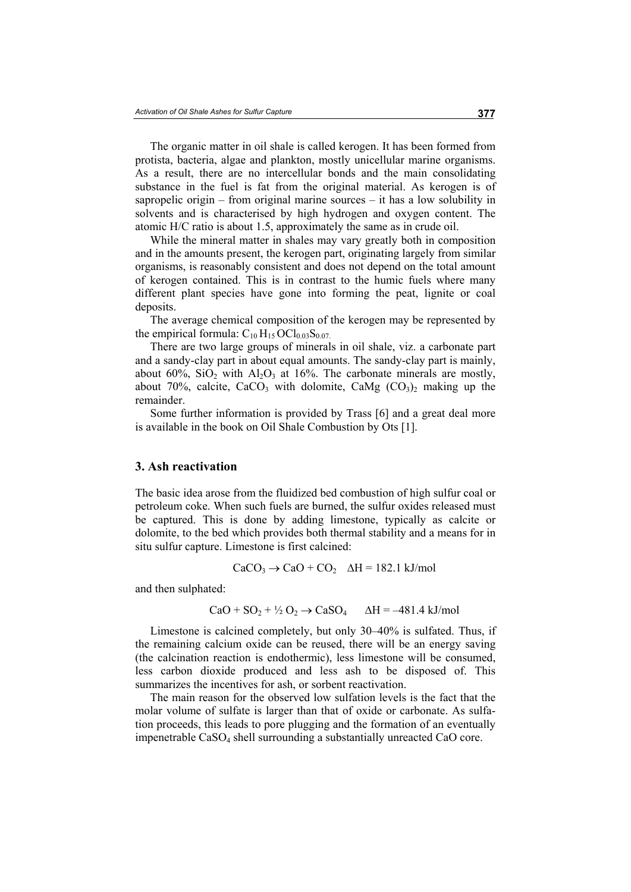The organic matter in oil shale is called kerogen. It has been formed from protista, bacteria, algae and plankton, mostly unicellular marine organisms. As a result, there are no intercellular bonds and the main consolidating substance in the fuel is fat from the original material. As kerogen is of sapropelic origin – from original marine sources – it has a low solubility in solvents and is characterised by high hydrogen and oxygen content. The atomic H/C ratio is about 1.5, approximately the same as in crude oil.

While the mineral matter in shales may vary greatly both in composition and in the amounts present, the kerogen part, originating largely from similar organisms, is reasonably consistent and does not depend on the total amount of kerogen contained. This is in contrast to the humic fuels where many different plant species have gone into forming the peat, lignite or coal deposits.

The average chemical composition of the kerogen may be represented by the empirical formula: $C_{10}H_{15}OCl_{0.03}S_{0.07}$.

There are two large groups of minerals in oil shale, viz. a carbonate part and a sandy-clay part in about equal amounts. The sandy-clay part is mainly, about 60%, $SiO_2$ with $Al_2O_3$ at 16%. The carbonate minerals are mostly, about 70%, calcite, $CaCO_3$ with dolomite, $CaMg(CO_3)_2$ making up the remainder.

Some further information is provided by Trass [6] and a great deal more is available in the book on Oil Shale Combustion by Ots [1].

## 3. Ash reactivation

The basic idea arose from the fluidized bed combustion of high sulfur coal or petroleum coke. When such fuels are burned, the sulfur oxides released must be captured. This is done by adding limestone, typically as calcite or dolomite, to the bed which provides both thermal stability and a means for in situ sulfur capture. Limestone is first calcined:

$$CaCO_3 \rightarrow CaO + CO_2 \quad \Delta H = 182.1 \text{ kJ/mol}$$

and then sulphated:

$$CaO + SO_2 + \frac{1}{2} O_2 \rightarrow CaSO_4 \qquad \Delta H = -481.4 \text{ kJ/mol}$$

Limestone is calcined completely, but only 30–40% is sulfated. Thus, if the remaining calcium oxide can be reused, there will be an energy saving (the calcination reaction is endothermic), less limestone will be consumed, less carbon dioxide produced and less ash to be disposed of. This summarizes the incentives for ash, or sorbent reactivation.

The main reason for the observed low sulfation levels is the fact that the molar volume of sulfate is larger than that of oxide or carbonate. As sulfation proceeds, this leads to pore plugging and the formation of an eventually impenetrable $CaSO_4$ shell surrounding a substantially unreacted CaO core.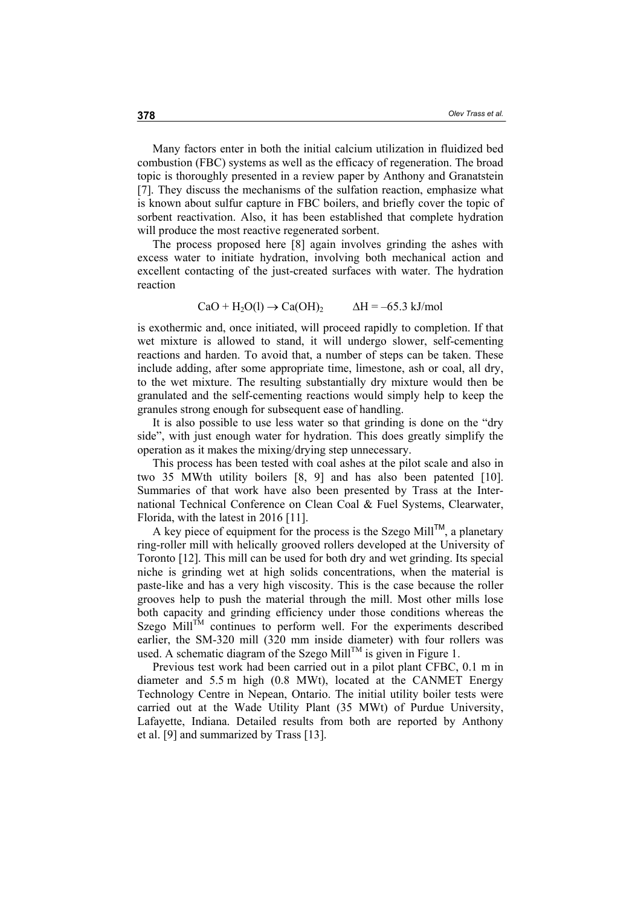Many factors enter in both the initial calcium utilization in fluidized bed combustion (FBC) systems as well as the efficacy of regeneration. The broad topic is thoroughly presented in a review paper by Anthony and Granatstein [7]. They discuss the mechanisms of the sulfation reaction, emphasize what is known about sulfur capture in FBC boilers, and briefly cover the topic of sorbent reactivation. Also, it has been established that complete hydration will produce the most reactive regenerated sorbent.

The process proposed here [8] again involves grinding the ashes with excess water to initiate hydration, involving both mechanical action and excellent contacting of the just-created surfaces with water. The hydration reaction

$$CaO + H_2O(l) \rightarrow Ca(OH)_2 \qquad \Delta H = -65.3 \text{ kJ/mol}$$

is exothermic and, once initiated, will proceed rapidly to completion. If that wet mixture is allowed to stand, it will undergo slower, self-cementing reactions and harden. To avoid that, a number of steps can be taken. These include adding, after some appropriate time, limestone, ash or coal, all dry, to the wet mixture. The resulting substantially dry mixture would then be granulated and the self-cementing reactions would simply help to keep the granules strong enough for subsequent ease of handling.

It is also possible to use less water so that grinding is done on the "dry side", with just enough water for hydration. This does greatly simplify the operation as it makes the mixing/drying step unnecessary.

This process has been tested with coal ashes at the pilot scale and also in two 35 MWth utility boilers [8, 9] and has also been patented [10]. Summaries of that work have also been presented by Trass at the International Technical Conference on Clean Coal & Fuel Systems, Clearwater, Florida, with the latest in 2016 [11].

A key piece of equipment for the process is the Szego Mill™, a planetary ring-roller mill with helically grooved rollers developed at the University of Toronto [12]. This mill can be used for both dry and wet grinding. Its special niche is grinding wet at high solids concentrations, when the material is paste-like and has a very high viscosity. This is the case because the roller grooves help to push the material through the mill. Most other mills lose both capacity and grinding efficiency under those conditions whereas the Szego Mill™ continues to perform well. For the experiments described earlier, the SM-320 mill (320 mm inside diameter) with four rollers was used. A schematic diagram of the Szego Mill™ is given in Figure 1.

Previous test work had been carried out in a pilot plant CFBC, 0.1 m in diameter and 5.5 m high (0.8 MWt), located at the CANMET Energy Technology Centre in Nepean, Ontario. The initial utility boiler tests were carried out at the Wade Utility Plant (35 MWt) of Purdue University, Lafayette, Indiana. Detailed results from both are reported by Anthony et al. [9] and summarized by Trass [13].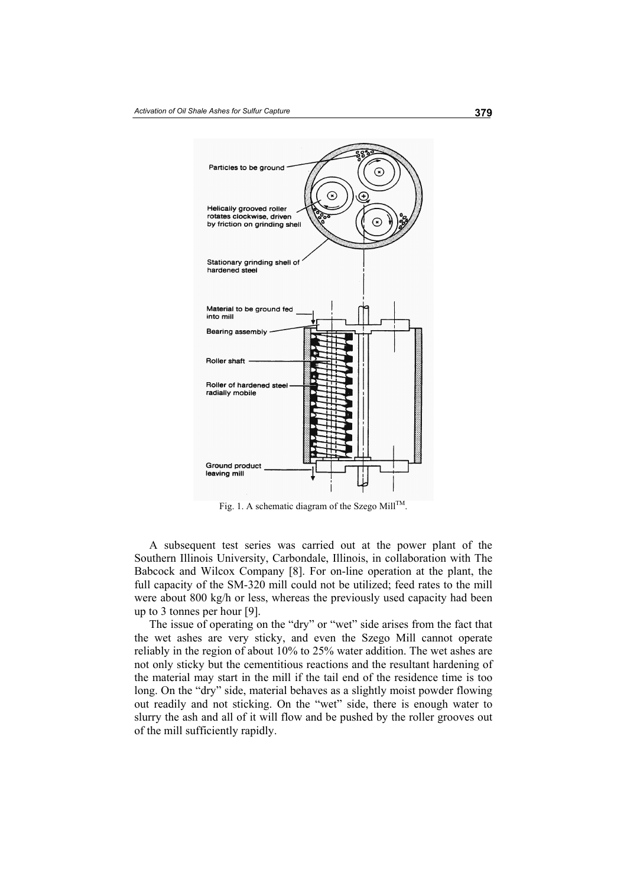Fig. 1. A schematic diagram of the Szego Mill[TM].

A subsequent test series was carried out at the power plant of the Southern Illinois University, Carbondale, Illinois, in collaboration with The Babcock and Wilcox Company [8]. For on-line operation at the plant, the full capacity of the SM-320 mill could not be utilized; feed rates to the mill were about 800 kg/h or less, whereas the previously used capacity had been up to 3 tonnes per hour [9].

The issue of operating on the "dry" or "wet" side arises from the fact that the wet ashes are very sticky, and even the Szego Mill cannot operate reliably in the region of about 10% to 25% water addition. The wet ashes are not only sticky but the cementitious reactions and the resultant hardening of the material may start in the mill if the tail end of the residence time is too long. On the "dry" side, material behaves as a slightly moist powder flowing out readily and not sticking. On the "wet" side, there is enough water to slurry the ash and all of it will flow and be pushed by the roller grooves out of the mill sufficiently rapidly.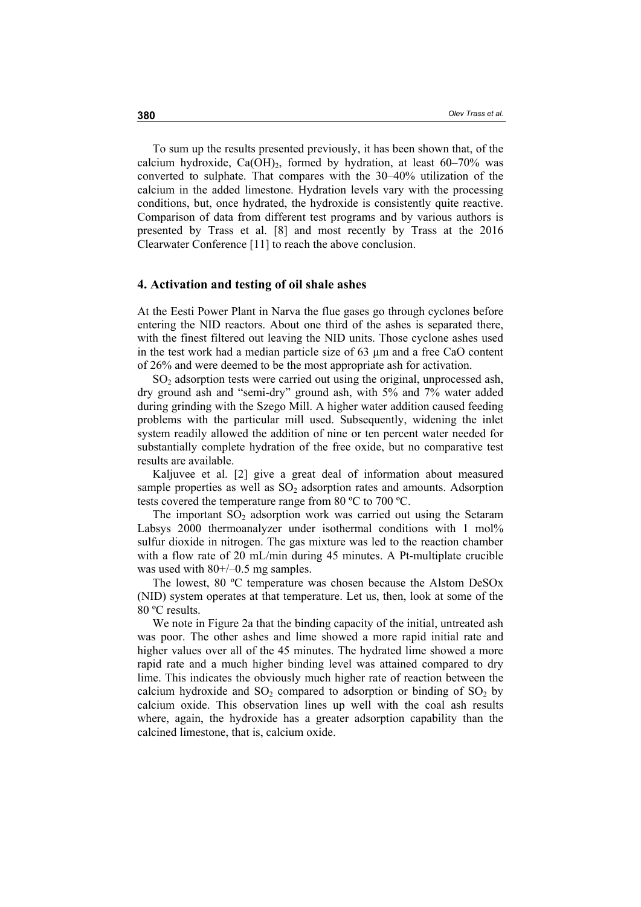To sum up the results presented previously, it has been shown that, of the calcium hydroxide, $Ca(OH)_2$, formed by hydration, at least 60–70% was converted to sulphate. That compares with the 30–40% utilization of the calcium in the added limestone. Hydration levels vary with the processing conditions, but, once hydrated, the hydroxide is consistently quite reactive. Comparison of data from different test programs and by various authors is presented by Trass et al. [8] and most recently by Trass at the 2016 Clearwater Conference [11] to reach the above conclusion.

## 4. Activation and testing of oil shale ashes

At the Eesti Power Plant in Narva the flue gases go through cyclones before entering the NID reactors. About one third of the ashes is separated there, with the finest filtered out leaving the NID units. Those cyclone ashes used in the test work had a median particle size of 63 μm and a free CaO content of 26% and were deemed to be the most appropriate ash for activation.

$SO_2$ adsorption tests were carried out using the original, unprocessed ash, dry ground ash and "semi-dry" ground ash, with 5% and 7% water added during grinding with the Szego Mill. A higher water addition caused feeding problems with the particular mill used. Subsequently, widening the inlet system readily allowed the addition of nine or ten percent water needed for substantially complete hydration of the free oxide, but no comparative test results are available.

Kaljuvee et al. [2] give a great deal of information about measured sample properties as well as $SO_2$ adsorption rates and amounts. Adsorption tests covered the temperature range from 80 ºC to 700 ºC.

The important $SO_2$ adsorption work was carried out using the Setaram Labsys 2000 thermoanalyzer under isothermal conditions with 1 mol% sulfur dioxide in nitrogen. The gas mixture was led to the reaction chamber with a flow rate of 20 mL/min during 45 minutes. A Pt-multiplate crucible was used with 80+/–0.5 mg samples.

The lowest, 80 ºC temperature was chosen because the Alstom DeSOx (NID) system operates at that temperature. Let us, then, look at some of the 80 ºC results.

We note in Figure 2a that the binding capacity of the initial, untreated ash was poor. The other ashes and lime showed a more rapid initial rate and higher values over all of the 45 minutes. The hydrated lime showed a more rapid rate and a much higher binding level was attained compared to dry lime. This indicates the obviously much higher rate of reaction between the calcium hydroxide and $SO_2$ compared to adsorption or binding of $SO_2$ by calcium oxide. This observation lines up well with the coal ash results where, again, the hydroxide has a greater adsorption capability than the calcined limestone, that is, calcium oxide.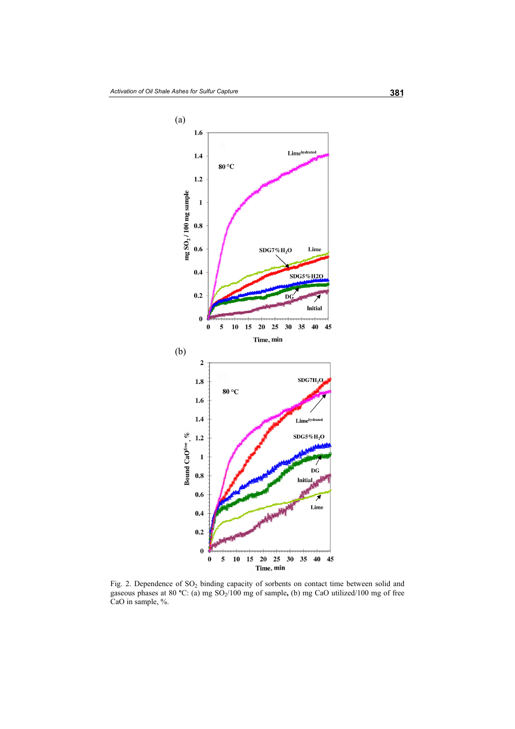Fig. 2. Dependence of $SO_2$ binding capacity of sorbents on contact time between solid and gaseous phases at 80 ºC: (a) mg $SO_2$/100 mg of sample, (b) mg CaO utilized/100 mg of free CaO in sample, %.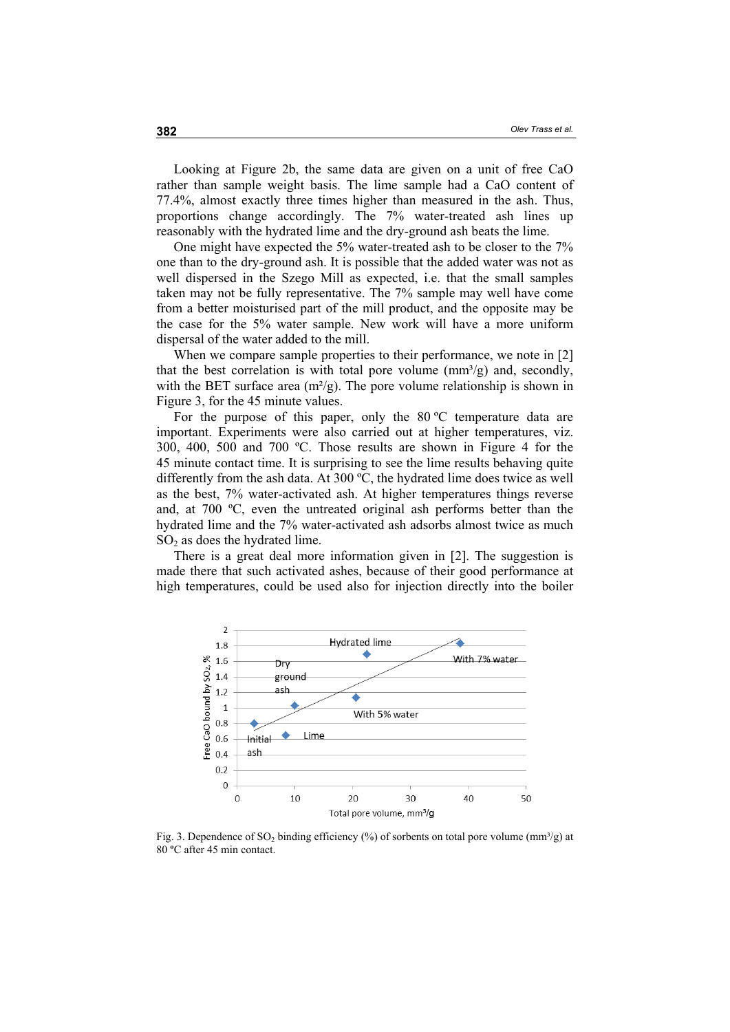Looking at Figure 2b, the same data are given on a unit of free CaO rather than sample weight basis. The lime sample had a CaO content of 77.4%, almost exactly three times higher than measured in the ash. Thus, proportions change accordingly. The 7% water-treated ash lines up reasonably with the hydrated lime and the dry-ground ash beats the lime.

One might have expected the 5% water-treated ash to be closer to the 7% one than to the dry-ground ash. It is possible that the added water was not as well dispersed in the Szego Mill as expected, i.e. that the small samples taken may not be fully representative. The 7% sample may well have come from a better moisturised part of the mill product, and the opposite may be the case for the 5% water sample. New work will have a more uniform dispersal of the water added to the mill.

When we compare sample properties to their performance, we note in [2] that the best correlation is with total pore volume (mm³/g) and, secondly, with the BET surface area (m²/g). The pore volume relationship is shown in Figure 3, for the 45 minute values.

For the purpose of this paper, only the 80 ºC temperature data are important. Experiments were also carried out at higher temperatures, viz. 300, 400, 500 and 700 ºC. Those results are shown in Figure 4 for the 45 minute contact time. It is surprising to see the lime results behaving quite differently from the ash data. At 300 ºC, the hydrated lime does twice as well as the best, 7% water-activated ash. At higher temperatures things reverse and, at 700 ºC, even the untreated original ash performs better than the hydrated lime and the 7% water-activated ash adsorbs almost twice as much $SO_2$ as does the hydrated lime.

There is a great deal more information given in [2]. The suggestion is made there that such activated ashes, because of their good performance at high temperatures, could be used also for injection directly into the boiler

Fig. 3. Dependence of $SO_2$ binding efficiency (%) of sorbents on total pore volume (mm³/g) at 80 ºC after 45 min contact.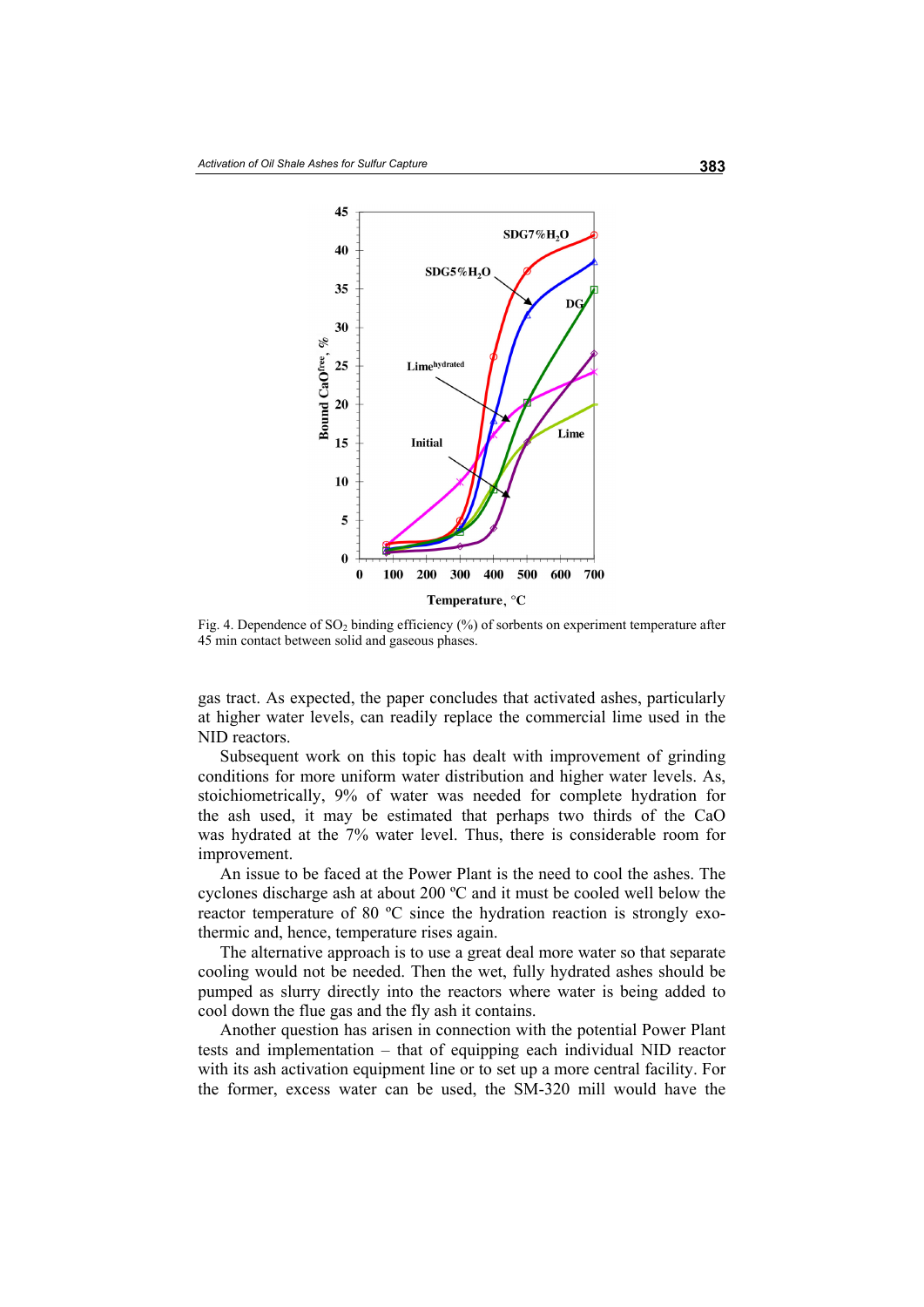Fig. 4. Dependence of $SO_2$ binding efficiency (%) of sorbents on experiment temperature after 45 min contact between solid and gaseous phases.

gas tract. As expected, the paper concludes that activated ashes, particularly at higher water levels, can readily replace the commercial lime used in the NID reactors.

Subsequent work on this topic has dealt with improvement of grinding conditions for more uniform water distribution and higher water levels. As, stoichiometrically, 9% of water was needed for complete hydration for the ash used, it may be estimated that perhaps two thirds of the CaO was hydrated at the 7% water level. Thus, there is considerable room for improvement.

An issue to be faced at the Power Plant is the need to cool the ashes. The cyclones discharge ash at about 200 ºC and it must be cooled well below the reactor temperature of 80 ºC since the hydration reaction is strongly exothermic and, hence, temperature rises again.

The alternative approach is to use a great deal more water so that separate cooling would not be needed. Then the wet, fully hydrated ashes should be pumped as slurry directly into the reactors where water is being added to cool down the flue gas and the fly ash it contains.

Another question has arisen in connection with the potential Power Plant tests and implementation – that of equipping each individual NID reactor with its ash activation equipment line or to set up a more central facility. For the former, excess water can be used, the SM-320 mill would have the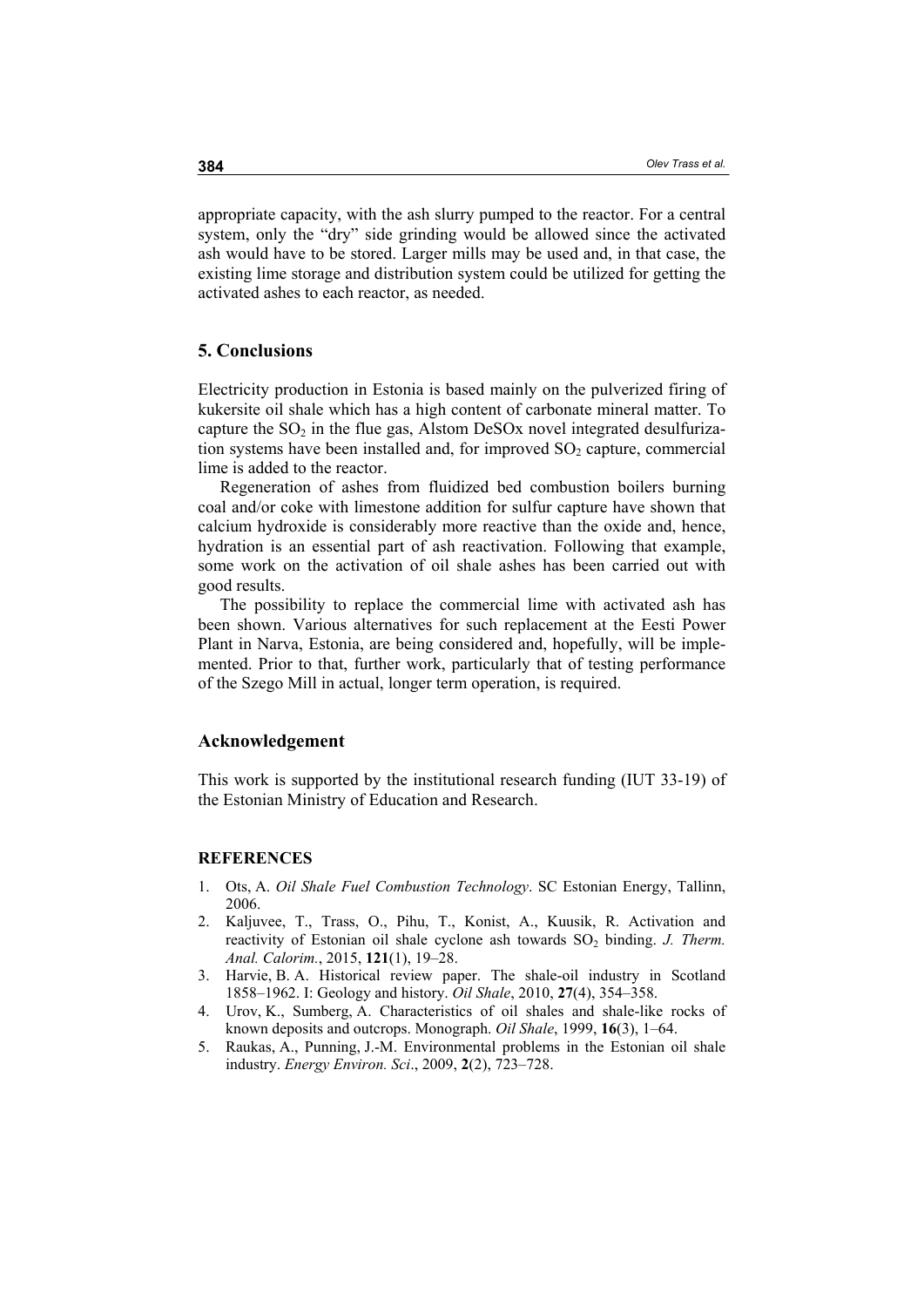appropriate capacity, with the ash slurry pumped to the reactor. For a central system, only the "dry" side grinding would be allowed since the activated ash would have to be stored. Larger mills may be used and, in that case, the existing lime storage and distribution system could be utilized for getting the activated ashes to each reactor, as needed.

## 5. Conclusions

Electricity production in Estonia is based mainly on the pulverized firing of kukersite oil shale which has a high content of carbonate mineral matter. To capture the $SO_2$ in the flue gas, Alstom DeSOx novel integrated desulfurization systems have been installed and, for improved $SO_2$ capture, commercial lime is added to the reactor.

Regeneration of ashes from fluidized bed combustion boilers burning coal and/or coke with limestone addition for sulfur capture have shown that calcium hydroxide is considerably more reactive than the oxide and, hence, hydration is an essential part of ash reactivation. Following that example, some work on the activation of oil shale ashes has been carried out with good results.

The possibility to replace the commercial lime with activated ash has been shown. Various alternatives for such replacement at the Eesti Power Plant in Narva, Estonia, are being considered and, hopefully, will be implemented. Prior to that, further work, particularly that of testing performance of the Szego Mill in actual, longer term operation, is required.

## Acknowledgement

This work is supported by the institutional research funding (IUT 33-19) of the Estonian Ministry of Education and Research.

## REFERENCES

1. Ots, A. *Oil Shale Fuel Combustion Technology*. SC Estonian Energy, Tallinn, 2006.
2. Kaljuvee, T., Trass, O., Pihu, T., Konist, A., Kuusik, R. Activation and reactivity of Estonian oil shale cyclone ash towards $SO_2$ binding. *J. Therm. Anal. Calorim.*, 2015, **121**(1), 19–28.
3. Harvie, B. A. Historical review paper. The shale-oil industry in Scotland 1858–1962. I: Geology and history. *Oil Shale*, 2010, **27**(4), 354–358.
4. Urov, K., Sumberg, A. Characteristics of oil shales and shale-like rocks of known deposits and outcrops. Monograph. *Oil Shale*, 1999, **16**(3), 1–64.
5. Raukas, A., Punning, J.-M. Environmental problems in the Estonian oil shale industry. *Energy Environ. Sci*., 2009, **2**(2), 723–728.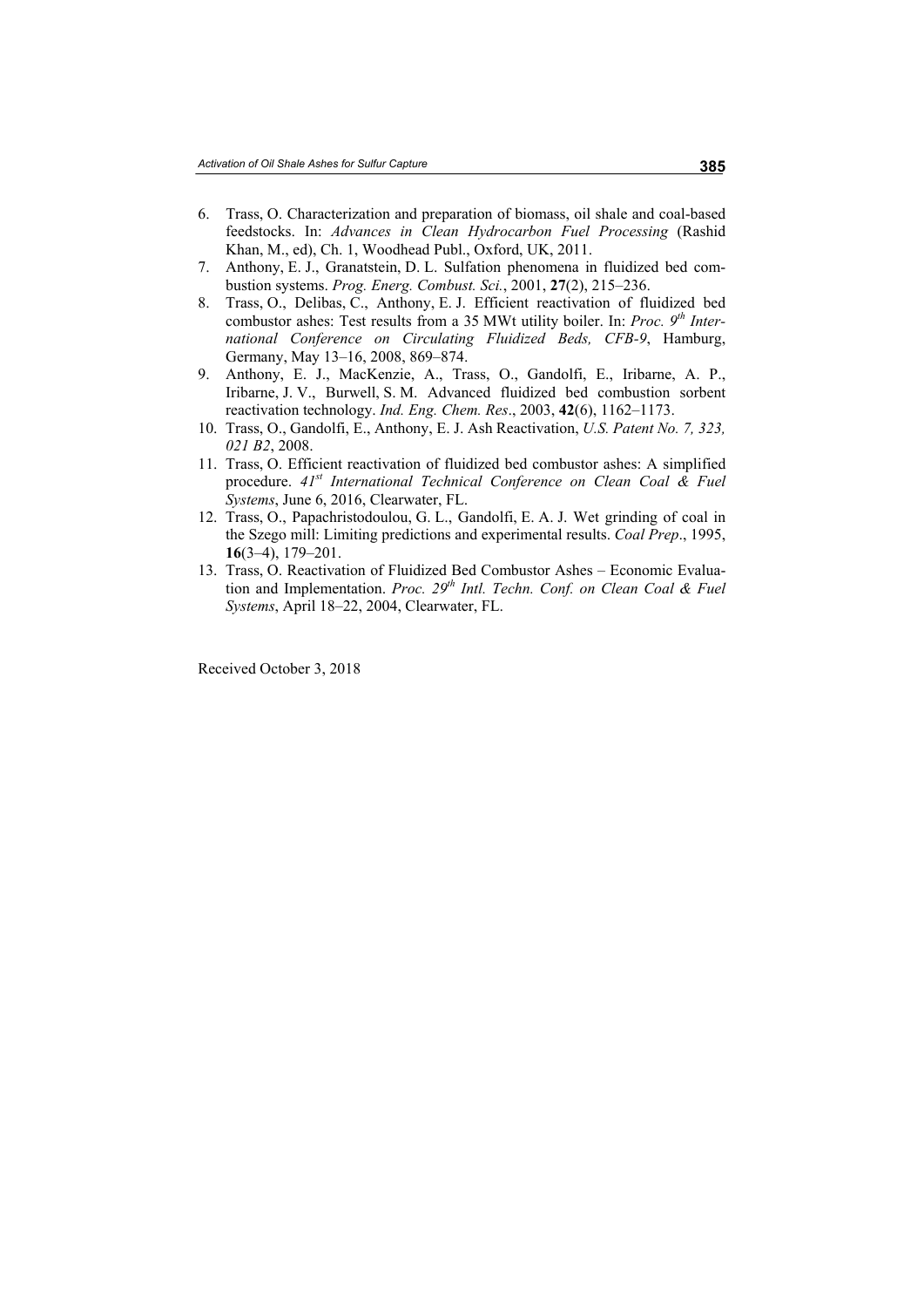6. Trass, O. Characterization and preparation of biomass, oil shale and coal-based feedstocks. In: *Advances in Clean Hydrocarbon Fuel Processing* (Rashid Khan, M., ed), Ch. 1, Woodhead Publ., Oxford, UK, 2011.
7. Anthony, E. J., Granatstein, D. L. Sulfation phenomena in fluidized bed combustion systems. *Prog. Energ. Combust. Sci.*, 2001, **27**(2), 215–236.
8. Trass, O., Delibas, C., Anthony, E. J. Efficient reactivation of fluidized bed combustor ashes: Test results from a 35 MWt utility boiler. In: *Proc. 9th International Conference on Circulating Fluidized Beds, CFB-9*, Hamburg, Germany, May 13–16, 2008, 869–874.
9. Anthony, E. J., MacKenzie, A., Trass, O., Gandolfi, E., Iribarne, A. P., Iribarne, J. V., Burwell, S. M. Advanced fluidized bed combustion sorbent reactivation technology. *Ind. Eng. Chem. Res.*, 2003, **42**(6), 1162–1173.
10. Trass, O., Gandolfi, E., Anthony, E. J. Ash Reactivation, *U.S. Patent No. 7, 323, 021 B2*, 2008.
11. Trass, O. Efficient reactivation of fluidized bed combustor ashes: A simplified procedure. *41st International Technical Conference on Clean Coal & Fuel Systems*, June 6, 2016, Clearwater, FL.
12. Trass, O., Papachristodoulou, G. L., Gandolfi, E. A. J. Wet grinding of coal in the Szego mill: Limiting predictions and experimental results. *Coal Prep*., 1995, **16**(3–4), 179–201.
13. Trass, O. Reactivation of Fluidized Bed Combustor Ashes – Economic Evaluation and Implementation. *Proc. 29th Intl. Techn. Conf. on Clean Coal & Fuel Systems*, April 18–22, 2004, Clearwater, FL.

Received October 3, 2018